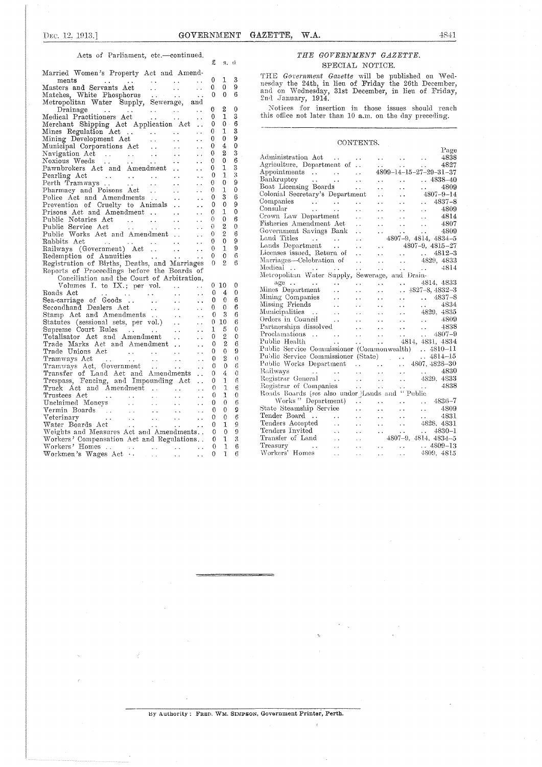Acts of Parliament, etc.—continued.

| | £ | s. | d. |
|---|---|---|---|
| Married Women's Property Act and Amendments | 0 | 1 | 3 |
| Masters and Servants Act | 0 | 0 | 9 |
| Matches, White Phosphorus | 0 | 0 | 6 |
| Metropolitan Water Supply, Sewerage, and Drainage | 0 | 2 | 0 |
| Medical Practitioners Act | 0 | 1 | 3 |
| Merchant Shipping Act Application Act | 0 | 0 | 6 |
| Mines Regulation Act | 0 | 1 | 3 |
| Mining Development Act | 0 | 0 | 9 |
| Municipal Corporations Act | 0 | 4 | 0 |
| Navigation Act | 0 | 2 | 3 |
| Noxious Weeds | 0 | 0 | 6 |
| Pawnbrokers Act and Amendment | 0 | 1 | 3 |
| Pearling Act | 0 | 1 | 3 |
| Perth Tramways | 0 | 0 | 9 |
| Pharmacy and Poisons Act | 0 | 1 | 0 |
| Police Act and Amendments | 0 | 3 | 6 |
| Prevention of Cruelty to Animals | 0 | 0 | 9 |
| Prisons Act and Amendment | 0 | 1 | 0 |
| Public Notaries Act | 0 | 0 | 6 |
| Public Service Act | 0 | 2 | 0 |
| Public Works Act and Amendment | 0 | 2 | 6 |
| Rabbits Act | 0 | 0 | 9 |
| Railways (Government) Act | 0 | 1 | 9 |
| Redemption of Annuities | 0 | 0 | 6 |
| Registration of Births, Deaths, and Marriages | 0 | 2 | 6 |
| Reports of Proceedings before the Boards of Conciliation and the Court of Arbitration, Volumes I. to IX.; per vol. | 0 | 10 | 0 |
| Roads Act | 0 | 4 | 0 |
| Sea-carriage of Goods | 0 | 0 | 6 |
| Secondhand Dealers Act | 0 | 0 | 6 |
| Stamp Act and Amendments | 0 | 3 | 6 |
| Statutes (sessional sets, per vol.) | 0 | 10 | 6 |
| Supreme Court Rules | 1 | 5 | 0 |
| Totalisator Act and Amendment | 0 | 2 | 0 |
| Trade Marks Act and Amendment | 0 | 2 | 6 |
| Trade Unions Act | 0 | 0 | 9 |
| Tramways Act | 0 | 2 | 0 |
| Tramways Act, Government | 0 | 0 | 6 |
| Transfer of Land Act and Amendments | 0 | 4 | 0 |
| Trespass, Fencing, and Impounding Act | 0 | 1 | 6 |
| Truck Act and Amendment | 0 | 1 | 6 |
| Trustees Act | 0 | 1 | 0 |
| Unclaimed Moneys | 0 | 0 | 6 |
| Vermin Boards | 0 | 0 | 9 |
| Veterinary | 0 | 0 | 6 |
| Water Boards Act | 0 | 1 | 9 |
| Weights and Measures Act and Amendments | 0 | 0 | 9 |
| Workers' Compensation Act and Regulations | 0 | 1 | 3 |
| Workers' Homes | 0 | 1 | 6 |
| Workmen's Wages Act | 0 | 1 | 6 |

## *THE GOVERNMENT GAZETTE.*

### SPECIAL NOTICE.

THE *Government Gazette* will be published on Wednesday the 24th, in lieu of Friday the 26th December, and on Wednesday, 31st December, in lieu of Friday, 2nd January, 1914.

Notices for insertion in those issues should reach this office not later than 10 a.m. on the day preceding.

### CONTENTS.

| | Page |
|---|---|
| Administration Act | 4838 |
| Agriculture, Department of | 4827 |
| Appointments | 4809-14-15-27-29-31-37 |
| Bankruptcy | 4838-40 |
| Boat Licensing Boards | 4809 |
| Colonial Secretary's Department | 4807-9-14 |
| Companies | 4837-8 |
| Consular | 4809 |
| Crown Law Department | 4814 |
| Fisheries Amendment Act | 4807 |
| Government Savings Bank | 4809 |
| Land Titles | 4807-9, 4814, 4834-5 |
| Lands Department | 4807-9, 4815-27 |
| Licenses issued, Return of | 4812-3 |
| Marriages—Celebration of | 4829, 4833 |
| Medical | 4814 |
| Metropolitan Water Supply, Sewerage, and Drainage | 4814, 4833 |
| Mines Department | 4827-8, 4832-3 |
| Mining Companies | 4837-8 |
| Missing Friends | 4834 |
| Municipalities | 4829, 4835 |
| Orders in Council | 4809 |
| Partnerships dissolved | 4838 |
| Proclamations | 4807-9 |
| Public Health | 4814, 4831, 4834 |
| Public Service Commissioner (Commonwealth) | 4810-11 |
| Public Service Commissioner (State) | 4814-15 |
| Public Works Department | 4807, 4828-30 |
| Railways | 4830 |
| Registrar General | 4829, 4833 |
| Registrar of Companies | 4838 |
| Roads Boards (*see* also under Lands and "Public Works" Department) | 4836-7 |
| State Steamship Service | 4809 |
| Tender Board | 4831 |
| Tenders Accepted | 4828, 4831 |
| Tenders Invited | 4830-1 |
| Transfer of Land | 4807-9, 4814, 4834-5 |
| Treasury | 4809-13 |
| Workers' Homes | 4809, 4815 |

By Authority: FRED. WM. SIMPSON, Government Printer, Perth.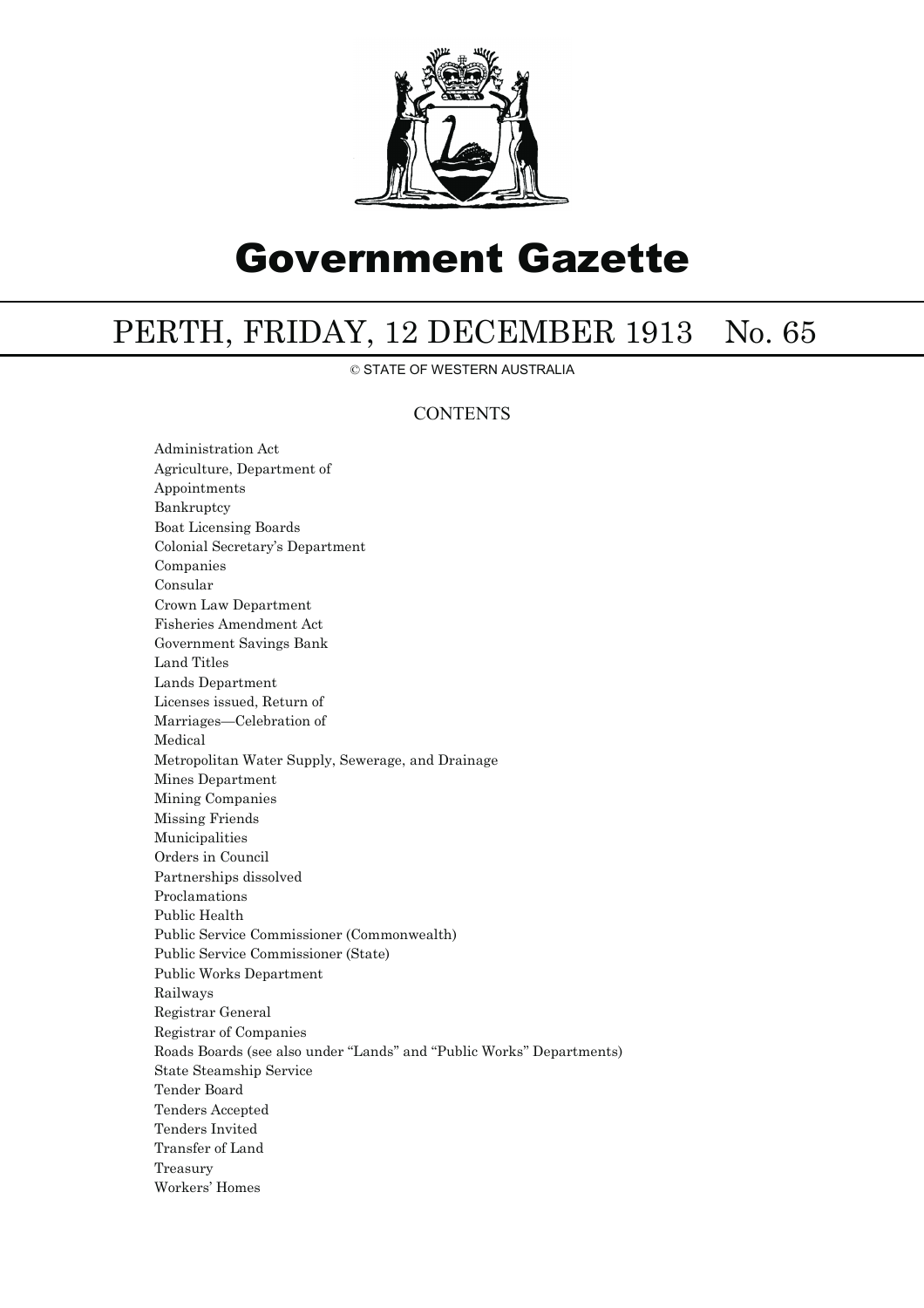# Government Gazette

## PERTH, FRIDAY, 12 DECEMBER 1913 No. 65

© STATE OF WESTERN AUSTRALIA

### CONTENTS

Administration Act
Agriculture, Department of
Appointments
Bankruptcy
Boat Licensing Boards
Colonial Secretary's Department
Companies
Consular
Crown Law Department
Fisheries Amendment Act
Government Savings Bank
Land Titles
Lands Department
Licenses issued, Return of
Marriages—Celebration of
Medical
Metropolitan Water Supply, Sewerage, and Drainage
Mines Department
Mining Companies
Missing Friends
Municipalities
Orders in Council
Partnerships dissolved
Proclamations
Public Health
Public Service Commissioner (Commonwealth)
Public Service Commissioner (State)
Public Works Department
Railways
Registrar General
Registrar of Companies
Roads Boards (see also under "Lands" and "Public Works" Departments)
State Steamship Service
Tender Board
Tenders Accepted
Tenders Invited
Transfer of Land
Treasury
Workers' Homes